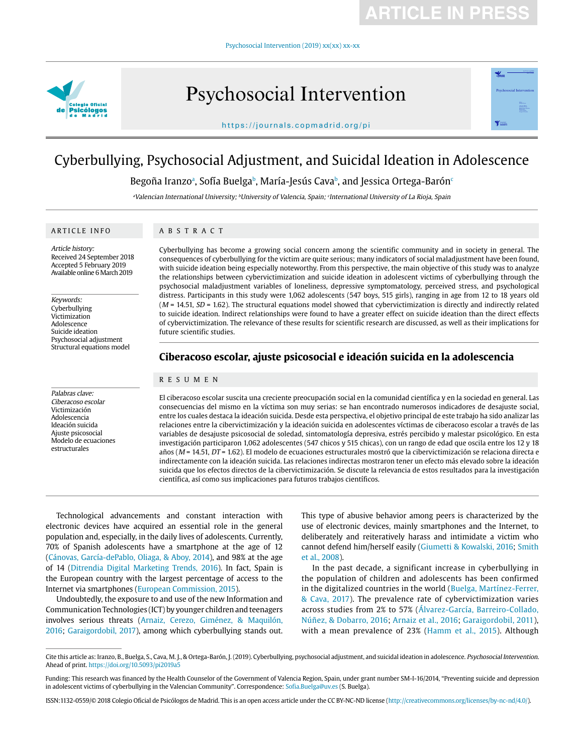# Cyberbullying, Psychosocial Adjustment, and Suicidal Ideation in Adolescence

Begoña Iranzo[a], Sofía Buelga[b], María-Jesús Cava[b], and Jessica Ortega-Barón[c]

[a]Valencian International University; [b]University of Valencia, Spain; [c]International University of La Rioja, Spain

## ARTICLE INFO

*Article history:*
Received 24 September 2018
Accepted 5 February 2019
Available online 6 March 2019

*Keywords:*
Cyberbullying
Victimization
Adolescence
Suicide ideation
Psychosocial adjustment
Structural equations model

*Palabras clave:*
*Ciberacoso escolar*
Victimización
Adolescencia
Ideación suicida
Ajuste psicosocial
Modelo de ecuaciones estructurales

## ABSTRACT

Cyberbullying has become a growing social concern among the scientific community and in society in general. The consequences of cyberbullying for the victim are quite serious; many indicators of social maladjustment have been found, with suicide ideation being especially noteworthy. From this perspective, the main objective of this study was to analyze the relationships between cybervictimization and suicide ideation in adolescent victims of cyberbullying through the psychosocial maladjustment variables of loneliness, depressive symptomatology, perceived stress, and psychological distress. Participants in this study were 1,062 adolescents (547 boys, 515 girls), ranging in age from 12 to 18 years old (*M* = 14.51, *SD* = 1.62). The structural equations model showed that cybervictimization is directly and indirectly related to suicide ideation. Indirect relationships were found to have a greater effect on suicide ideation than the direct effects of cybervictimization. The relevance of these results for scientific research are discussed, as well as their implications for future scientific studies.

## Ciberacoso escolar, ajuste psicosocial e ideación suicida en la adolescencia

## RESUMEN

El ciberacoso escolar suscita una creciente preocupación social en la comunidad científica y en la sociedad en general. Las consecuencias del mismo en la víctima son muy serias: se han encontrado numerosos indicadores de desajuste social, entre los cuales destaca la ideación suicida. Desde esta perspectiva, el objetivo principal de este trabajo ha sido analizar las relaciones entre la cibervictimización y la ideación suicida en adolescentes víctimas de ciberacoso escolar a través de las variables de desajuste psicosocial de soledad, sintomatología depresiva, estrés percibido y malestar psicológico. En esta investigación participaron 1,062 adolescentes (547 chicos y 515 chicas), con un rango de edad que oscila entre los 12 y 18 años (*M* = 14.51, *DT* = 1.62). El modelo de ecuaciones estructurales mostró que la cibervictimización se relaciona directa e indirectamente con la ideación suicida. Las relaciones indirectas mostraron tener un efecto más elevado sobre la ideación suicida que los efectos directos de la cibervictimización. Se discute la relevancia de estos resultados para la investigación científica, así como sus implicaciones para futuros trabajos científicos.

Technological advancements and constant interaction with electronic devices have acquired an essential role in the general population and, especially, in the daily lives of adolescents. Currently, 70% of Spanish adolescents have a smartphone at the age of 12 (Cánovas, García-dePablo, Oliaga, & Aboy, 2014), and 98% at the age of 14 (Ditrendia Digital Marketing Trends, 2016). In fact, Spain is the European country with the largest percentage of access to the Internet via smartphones (European Commission, 2015).

Undoubtedly, the exposure to and use of the new Information and Communication Technologies (ICT) by younger children and teenagers involves serious threats (Arnaiz, Cerezo, Giménez, & Maquilón, 2016; Garaigordobil, 2017), among which cyberbullying stands out. This type of abusive behavior among peers is characterized by the use of electronic devices, mainly smartphones and the Internet, to deliberately and reiteratively harass and intimidate a victim who cannot defend him/herself easily (Giumetti & Kowalski, 2016; Smith et al., 2008).

In the past decade, a significant increase in cyberbullying in the population of children and adolescents has been confirmed in the digitalized countries in the world (Buelga, Martínez-Ferrer, & Cava, 2017). The prevalence rate of cybervictimization varies across studies from 2% to 57% (Álvarez-García, Barreiro-Collado, Núñez, & Dobarro, 2016; Arnaiz et al., 2016; Garaigordobil, 2011), with a mean prevalence of 23% (Hamm et al., 2015). Although

---

Cite this article as: Iranzo, B., Buelga, S., Cava, M. J., & Ortega-Barón, J. (2019). Cyberbullying, psychosocial adjustment, and suicidal ideation in adolescence. *Psychosocial Intervention.* Ahead of print. https://doi.org/10.5093/pi2019a5

Funding: This research was financed by the Health Counselor of the Government of Valencia Region, Spain, under grant number SM-I-16/2014, "Preventing suicide and depression in adolescent victims of cyberbullying in the Valencian Community". Correspondence: Sofia.Buelga@uv.es (S. Buelga).

ISSN:1132-0559/© 2018 Colegio Oficial de Psicólogos de Madrid. This is an open access article under the CC BY-NC-ND license (http://creativecommons.org/licenses/by-nc-nd/4.0/).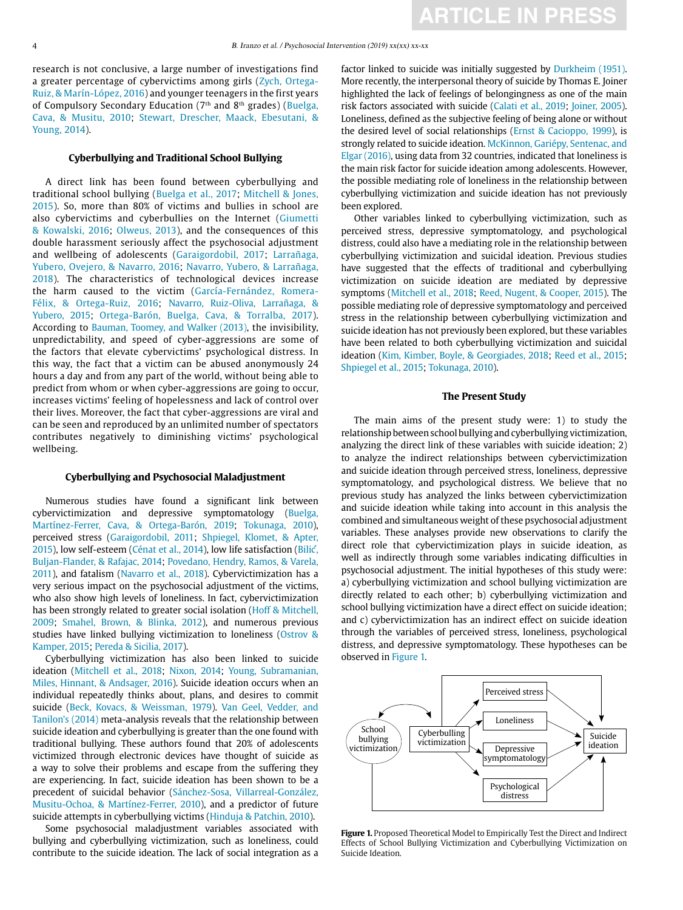research is not conclusive, a large number of investigations find a greater percentage of cybervictims among girls (Zych, Ortega-Ruiz, & Marín-López, 2016) and younger teenagers in the first years of Compulsory Secondary Education (7th and 8th grades) (Buelga, Cava, & Musitu, 2010; Stewart, Drescher, Maack, Ebesutani, & Young, 2014).

### Cyberbullying and Traditional School Bullying

A direct link has been found between cyberbullying and traditional school bullying (Buelga et al., 2017; Mitchell & Jones, 2015). So, more than 80% of victims and bullies in school are also cybervictims and cyberbullies on the Internet (Giumetti & Kowalski, 2016; Olweus, 2013), and the consequences of this double harassment seriously affect the psychosocial adjustment and wellbeing of adolescents (Garaigordobil, 2017; Larrañaga, Yubero, Ovejero, & Navarro, 2016; Navarro, Yubero, & Larrañaga, 2018). The characteristics of technological devices increase the harm caused to the victim (García-Fernández, Romera-Félix, & Ortega-Ruiz, 2016; Navarro, Ruiz-Oliva, Larrañaga, & Yubero, 2015; Ortega-Barón, Buelga, Cava, & Torralba, 2017). According to Bauman, Toomey, and Walker (2013), the invisibility, unpredictability, and speed of cyber-aggressions are some of the factors that elevate cybervictims' psychological distress. In this way, the fact that a victim can be abused anonymously 24 hours a day and from any part of the world, without being able to predict from whom or when cyber-aggressions are going to occur, increases victims' feeling of hopelessness and lack of control over their lives. Moreover, the fact that cyber-aggressions are viral and can be seen and reproduced by an unlimited number of spectators contributes negatively to diminishing victims' psychological wellbeing.

### Cyberbullying and Psychosocial Maladjustment

Numerous studies have found a significant link between cybervictimization and depressive symptomatology (Buelga, Martínez-Ferrer, Cava, & Ortega-Barón, 2019; Tokunaga, 2010), perceived stress (Garaigordobil, 2011; Shpiegel, Klomet, & Apter, 2015), low self-esteem (Cénat et al., 2014), low life satisfaction (Bilić, Buljan-Flander, & Rafajac, 2014; Povedano, Hendry, Ramos, & Varela, 2011), and fatalism (Navarro et al., 2018). Cybervictimization has a very serious impact on the psychosocial adjustment of the victims, who also show high levels of loneliness. In fact, cybervictimization has been strongly related to greater social isolation (Hoff & Mitchell, 2009; Smahel, Brown, & Blinka, 2012), and numerous previous studies have linked bullying victimization to loneliness (Ostrov & Kamper, 2015; Pereda & Sicilia, 2017).

Cyberbullying victimization has also been linked to suicide ideation (Mitchell et al., 2018; Nixon, 2014; Young, Subramanian, Miles, Hinnant, & Andsager, 2016). Suicide ideation occurs when an individual repeatedly thinks about, plans, and desires to commit suicide (Beck, Kovacs, & Weissman, 1979). Van Geel, Vedder, and Tanilon's (2014) meta-analysis reveals that the relationship between suicide ideation and cyberbullying is greater than the one found with traditional bullying. These authors found that 20% of adolescents victimized through electronic devices have thought of suicide as a way to solve their problems and escape from the suffering they are experiencing. In fact, suicide ideation has been shown to be a precedent of suicidal behavior (Sánchez-Sosa, Villarreal-González, Musitu-Ochoa, & Martínez-Ferrer, 2010), and a predictor of future suicide attempts in cyberbullying victims (Hinduja & Patchin, 2010).

Some psychosocial maladjustment variables associated with bullying and cyberbullying victimization, such as loneliness, could contribute to the suicide ideation. The lack of social integration as a factor linked to suicide was initially suggested by Durkheim (1951). More recently, the interpersonal theory of suicide by Thomas E. Joiner highlighted the lack of feelings of belongingness as one of the main risk factors associated with suicide (Calati et al., 2019; Joiner, 2005). Loneliness, defined as the subjective feeling of being alone or without the desired level of social relationships (Ernst & Cacioppo, 1999), is strongly related to suicide ideation. McKinnon, Gariépy, Sentenac, and Elgar (2016), using data from 32 countries, indicated that loneliness is the main risk factor for suicide ideation among adolescents. However, the possible mediating role of loneliness in the relationship between cyberbullying victimization and suicide ideation has not previously been explored.

Other variables linked to cyberbullying victimization, such as perceived stress, depressive symptomatology, and psychological distress, could also have a mediating role in the relationship between cyberbullying victimization and suicidal ideation. Previous studies have suggested that the effects of traditional and cyberbullying victimization on suicide ideation are mediated by depressive symptoms (Mitchell et al., 2018; Reed, Nugent, & Cooper, 2015). The possible mediating role of depressive symptomatology and perceived stress in the relationship between cyberbullying victimization and suicide ideation has not previously been explored, but these variables have been related to both cyberbullying victimization and suicidal ideation (Kim, Kimber, Boyle, & Georgiades, 2018; Reed et al., 2015; Shpiegel et al., 2015; Tokunaga, 2010).

### The Present Study

The main aims of the present study were: 1) to study the relationship between school bullying and cyberbullying victimization, analyzing the direct link of these variables with suicide ideation; 2) to analyze the indirect relationships between cybervictimization and suicide ideation through perceived stress, loneliness, depressive symptomatology, and psychological distress. We believe that no previous study has analyzed the links between cybervictimization and suicide ideation while taking into account in this analysis the combined and simultaneous weight of these psychosocial adjustment variables. These analyses provide new observations to clarify the direct role that cybervictimization plays in suicide ideation, as well as indirectly through some variables indicating difficulties in psychosocial adjustment. The initial hypotheses of this study were: a) cyberbullying victimization and school bullying victimization are directly related to each other; b) cyberbullying victimization and school bullying victimization have a direct effect on suicide ideation; and c) cybervictimization has an indirect effect on suicide ideation through the variables of perceived stress, loneliness, psychological distress, and depressive symptomatology. These hypotheses can be observed in Figure 1.

**Figure 1.** Proposed Theoretical Model to Empirically Test the Direct and Indirect Effects of School Bullying Victimization and Cyberbullying Victimization on Suicide Ideation.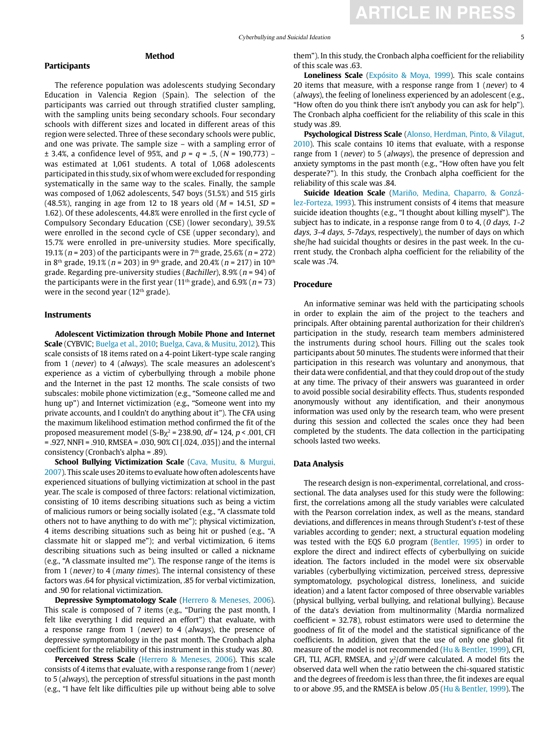## Method

### Participants

The reference population was adolescents studying Secondary Education in Valencia Region (Spain). The selection of the participants was carried out through stratified cluster sampling, with the sampling units being secondary schools. Four secondary schools with different sizes and located in different areas of this region were selected. Three of these secondary schools were public, and one was private. The sample size – with a sampling error of ± 3.4%, a confidence level of 95%, and $p = q = .5$, ($N$ = 190,773) – was estimated at 1,061 students. A total of 1,068 adolescents participated in this study, six of whom were excluded for responding systematically in the same way to the scales. Finally, the sample was composed of 1,062 adolescents, 547 boys (51.5%) and 515 girls (48.5%), ranging in age from 12 to 18 years old ($M$ = 14.51, $SD$ = 1.62). Of these adolescents, 44.8% were enrolled in the first cycle of Compulsory Secondary Education (CSE) (lower secondary), 39.5% were enrolled in the second cycle of CSE (upper secondary), and 15.7% were enrolled in pre-university studies. More specifically, 19.1% ($n$ = 203) of the participants were in 7th grade, 25.6% ($n$ = 272) in 8th grade, 19.1% ($n$ = 203) in 9th grade, and 20.4% ($n$ = 217) in 10th grade. Regarding pre-university studies (*Bachiller*), 8.9% ($n$ = 94) of the participants were in the first year (11th grade), and 6.9% ($n$ = 73) were in the second year (12th grade).

### Instruments

**Adolescent Victimization through Mobile Phone and Internet Scale** (CYBVIC; Buelga et al., 2010; Buelga, Cava, & Musitu, 2012). This scale consists of 18 items rated on a 4-point Likert-type scale ranging from 1 (*never*) to 4 (*always*). The scale measures an adolescent's experience as a victim of cyberbullying through a mobile phone and the Internet in the past 12 months. The scale consists of two subscales: mobile phone victimization (e.g., "Someone called me and hung up") and Internet victimization (e.g., "Someone went into my private accounts, and I couldn't do anything about it"). The CFA using the maximum likelihood estimation method confirmed the fit of the proposed measurement model (S-B$\chi^2$ = 238.90, $df$ = 124, $p$ < .001, CFI = .927, NNFI = .910, RMSEA = .030, 90% CI [.024, .035]) and the internal consistency (Cronbach's alpha = .89).

**School Bullying Victimization Scale** (Cava, Musitu, & Murgui, 2007). This scale uses 20 items to evaluate how often adolescents have experienced situations of bullying victimization at school in the past year. The scale is composed of three factors: relational victimization, consisting of 10 items describing situations such as being a victim of malicious rumors or being socially isolated (e.g., "A classmate told others not to have anything to do with me"); physical victimization, 4 items describing situations such as being hit or pushed (e.g., "A classmate hit or slapped me"); and verbal victimization, 6 items describing situations such as being insulted or called a nickname (e.g., "A classmate insulted me"). The response range of the items is from 1 (*never*) to 4 (*many times*). The internal consistency of these factors was .64 for physical victimization, .85 for verbal victimization, and .90 for relational victimization.

**Depressive Symptomatology Scale** (Herrero & Meneses, 2006). This scale is composed of 7 items (e.g., "During the past month, I felt like everything I did required an effort") that evaluate, with a response range from 1 (*never*) to 4 (*always*), the presence of depressive symptomatology in the past month. The Cronbach alpha coefficient for the reliability of this instrument in this study was .80.

**Perceived Stress Scale** (Herrero & Meneses, 2006). This scale consists of 4 items that evaluate, with a response range from 1 (*never*) to 5 (*always*), the perception of stressful situations in the past month (e.g., "I have felt like difficulties pile up without being able to solve them"). In this study, the Cronbach alpha coefficient for the reliability of this scale was .63.

**Loneliness Scale** (Expósito & Moya, 1999). This scale contains 20 items that measure, with a response range from 1 (*never*) to 4 (*always*), the feeling of loneliness experienced by an adolescent (e.g., "How often do you think there isn't anybody you can ask for help"). The Cronbach alpha coefficient for the reliability of this scale in this study was .89.

**Psychological Distress Scale** (Alonso, Herdman, Pinto, & Vilagut, 2010). This scale contains 10 items that evaluate, with a response range from 1 (*never*) to 5 (*always*), the presence of depression and anxiety symptoms in the past month (e.g., "How often have you felt desperate?"). In this study, the Cronbach alpha coefficient for the reliability of this scale was .84.

**Suicide Ideation Scale** (Mariño, Medina, Chaparro, & González-Forteza, 1993). This instrument consists of 4 items that measure suicide ideation thoughts (e.g., "I thought about killing myself"). The subject has to indicate, in a response range from 0 to 4, (*0 days, 1-2 days, 3-4 days, 5-7days*, respectively), the number of days on which she/he had suicidal thoughts or desires in the past week. In the current study, the Cronbach alpha coefficient for the reliability of the scale was .74.

### Procedure

An informative seminar was held with the participating schools in order to explain the aim of the project to the teachers and principals. After obtaining parental authorization for their children's participation in the study, research team members administered the instruments during school hours. Filling out the scales took participants about 50 minutes. The students were informed that their participation in this research was voluntary and anonymous, that their data were confidential, and that they could drop out of the study at any time. The privacy of their answers was guaranteed in order to avoid possible social desirability effects. Thus, students responded anonymously without any identification, and their anonymous information was used only by the research team, who were present during this session and collected the scales once they had been completed by the students. The data collection in the participating schools lasted two weeks.

### Data Analysis

The research design is non-experimental, correlational, and cross-sectional. The data analyses used for this study were the following: first, the correlations among all the study variables were calculated with the Pearson correlation index, as well as the means, standard deviations, and differences in means through Student's $t$-test of these variables according to gender; next, a structural equation modeling was tested with the EQS 6.0 program (Bentler, 1995) in order to explore the direct and indirect effects of cyberbullying on suicide ideation. The factors included in the model were six observable variables (cyberbullying victimization, perceived stress, depressive symptomatology, psychological distress, loneliness, and suicide ideation) and a latent factor composed of three observable variables (physical bullying, verbal bullying, and relational bullying). Because of the data's deviation from multinormality (Mardia normalized coefficient = 32.78), robust estimators were used to determine the goodness of fit of the model and the statistical significance of the coefficients. In addition, given that the use of only one global fit measure of the model is not recommended (Hu & Bentler, 1999), CFI, GFI, TLI, AGFI, RMSEA, and $\chi^2/df$ were calculated. A model fits the observed data well when the ratio between the chi-squared statistic and the degrees of freedom is less than three, the fit indexes are equal to or above .95, and the RMSEA is below .05 (Hu & Bentler, 1999). The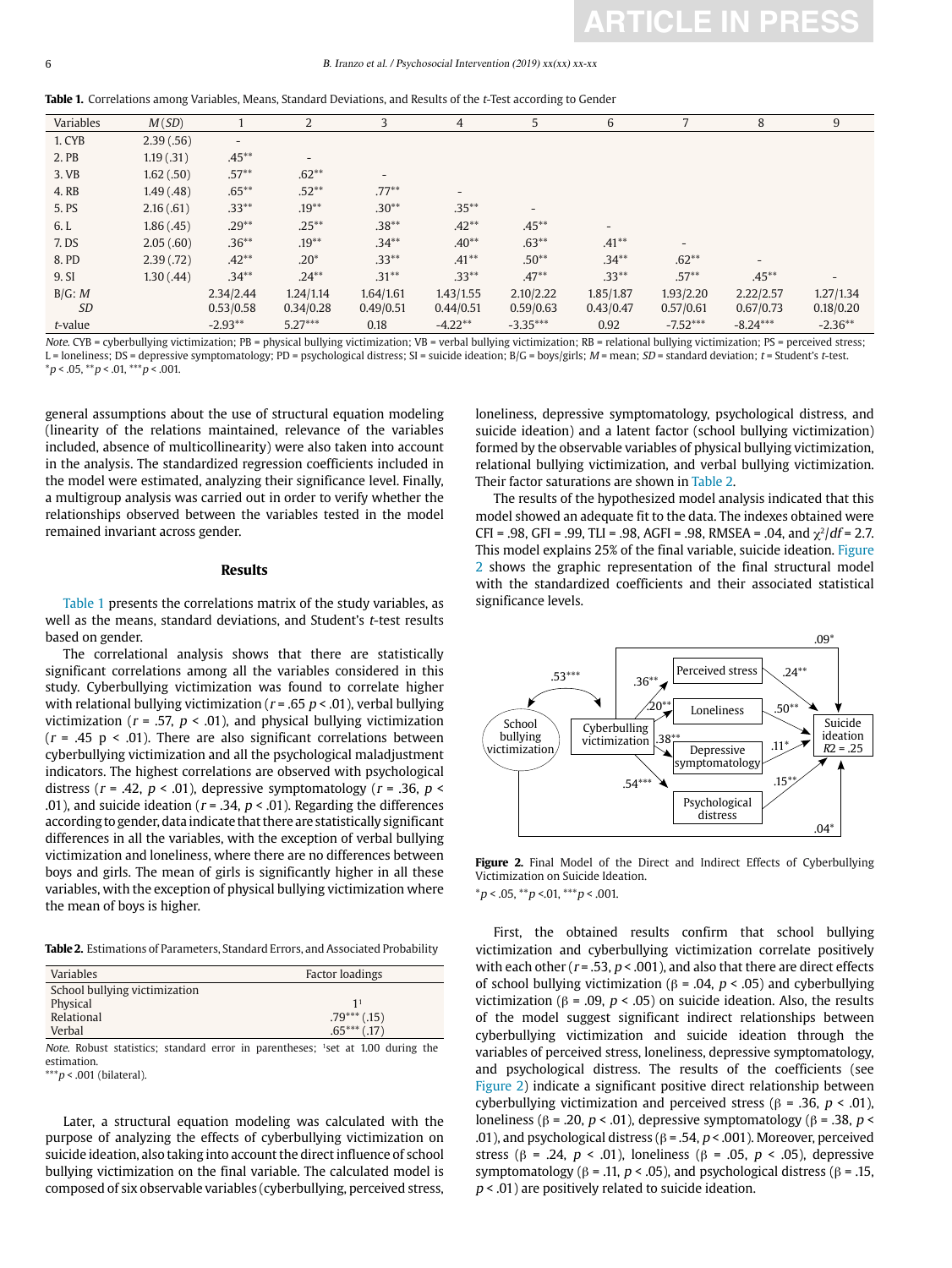**Table 1.** Correlations among Variables, Means, Standard Deviations, and Results of the *t*-Test according to Gender

| Variables | *M* (*SD*) | 1 | 2 | 3 | 4 | 5 | 6 | 7 | 8 | 9 |
|---|---|---|---|---|---|---|---|---|---|---|
| 1. CYB | 2.39 (.56) | - | | | | | | | | |
| 2. PB | 1.19 (.31) | .45** | - | | | | | | | |
| 3. VB | 1.62 (.50) | .57** | .62** | - | | | | | | |
| 4. RB | 1.49 (.48) | .65** | .52** | .77** | - | | | | | |
| 5. PS | 2.16 (.61) | .33** | .19** | .30** | .35** | - | | | | |
| 6. L | 1.86 (.45) | .29** | .25** | .38** | .42** | .45** | - | | | |
| 7. DS | 2.05 (.60) | .36** | .19** | .34** | .40** | .63** | .41** | - | | |
| 8. PD | 2.39 (.72) | .42** | .20* | .33** | .41** | .50** | .34** | .62** | - | |
| 9. SI | 1.30 (.44) | .34** | .24** | .31** | .33** | .47** | .33** | .57** | .45** | - |
| B/G: *M* | | 2.34/2.44 | 1.24/1.14 | 1.64/1.61 | 1.43/1.55 | 2.10/2.22 | 1.85/1.87 | 1.93/2.20 | 2.22/2.57 | 1.27/1.34 |
| *SD* | | 0.53/0.58 | 0.34/0.28 | 0.49/0.51 | 0.44/0.51 | 0.59/0.63 | 0.43/0.47 | 0.57/0.61 | 0.67/0.73 | 0.18/0.20 |
| *t*-value | | -2.93** | 5.27*** | 0.18 | -4.22** | -3.35*** | 0.92 | -7.52*** | -8.24*** | -2.36** |

*Note.* CYB = cyberbullying victimization; PB = physical bullying victimization; VB = verbal bullying victimization; RB = relational bullying victimization; PS = perceived stress; L = loneliness; DS = depressive symptomatology; PD = psychological distress; SI = suicide ideation; B/G = boys/girls; *M* = mean; *SD* = standard deviation; *t* = Student's *t*-test.
*$p < .05$, **$p < .01$, ***$p < .001$.

general assumptions about the use of structural equation modeling (linearity of the relations maintained, relevance of the variables included, absence of multicollinearity) were also taken into account in the analysis. The standardized regression coefficients included in the model were estimated, analyzing their significance level. Finally, a multigroup analysis was carried out in order to verify whether the relationships observed between the variables tested in the model remained invariant across gender.

## Results

Table 1 presents the correlations matrix of the study variables, as well as the means, standard deviations, and Student's *t*-test results based on gender.

The correlational analysis shows that there are statistically significant correlations among all the variables considered in this study. Cyberbullying victimization was found to correlate higher with relational bullying victimization ($r = .65$ $p < .01$), verbal bullying victimization ($r = .57$, $p < .01$), and physical bullying victimization ($r = .45$ $p < .01$). There are also significant correlations between cyberbullying victimization and all the psychological maladjustment indicators. The highest correlations are observed with psychological distress ($r = .42$, $p < .01$), depressive symptomatology ($r = .36$, $p < .01$), and suicide ideation ($r = .34$, $p < .01$). Regarding the differences according to gender, data indicate that there are statistically significant differences in all the variables, with the exception of verbal bullying victimization and loneliness, where there are no differences between boys and girls. The mean of girls is significantly higher in all these variables, with the exception of physical bullying victimization where the mean of boys is higher.

**Table 2.** Estimations of Parameters, Standard Errors, and Associated Probability

| Variables | Factor loadings |
|---|---|
| School bullying victimization | |
| Physical | 1[1] |
| Relational | .79*** (.15) |
| Verbal | .65*** (.17) |

*Note.* Robust statistics; standard error in parentheses; [1]set at 1.00 during the estimation.
***$p < .001$ (bilateral).

Later, a structural equation modeling was calculated with the purpose of analyzing the effects of cyberbullying victimization on suicide ideation, also taking into account the direct influence of school bullying victimization on the final variable. The calculated model is composed of six observable variables (cyberbullying, perceived stress, loneliness, depressive symptomatology, psychological distress, and suicide ideation) and a latent factor (school bullying victimization) formed by the observable variables of physical bullying victimization, relational bullying victimization, and verbal bullying victimization. Their factor saturations are shown in Table 2.

The results of the hypothesized model analysis indicated that this model showed an adequate fit to the data. The indexes obtained were CFI = .98, GFI = .99, TLI = .98, AGFI = .98, RMSEA = .04, and $\chi^2/df = 2.7$. This model explains 25% of the final variable, suicide ideation. Figure 2 shows the graphic representation of the final structural model with the standardized coefficients and their associated statistical significance levels.

**Figure 2.** Final Model of the Direct and Indirect Effects of Cyberbullying Victimization on Suicide Ideation.
*$p < .05$, **$p < .01$, ***$p < .001$.

First, the obtained results confirm that school bullying victimization and cyberbullying victimization correlate positively with each other ($r = .53$, $p < .001$), and also that there are direct effects of school bullying victimization ($\beta = .04$, $p < .05$) and cyberbullying victimization ($\beta = .09$, $p < .05$) on suicide ideation. Also, the results of the model suggest significant indirect relationships between cyberbullying victimization and suicide ideation through the variables of perceived stress, loneliness, depressive symptomatology, and psychological distress. The results of the coefficients (see Figure 2) indicate a significant positive direct relationship between cyberbullying victimization and perceived stress ($\beta = .36$, $p < .01$), loneliness ($\beta = .20$, $p < .01$), depressive symptomatology ($\beta = .38$, $p < .01$), and psychological distress ($\beta = .54$, $p < .001$). Moreover, perceived stress ($\beta = .24$, $p < .01$), loneliness ($\beta = .05$, $p < .05$), depressive symptomatology ($\beta = .11$, $p < .05$), and psychological distress ($\beta = .15$, $p < .01$) are positively related to suicide ideation.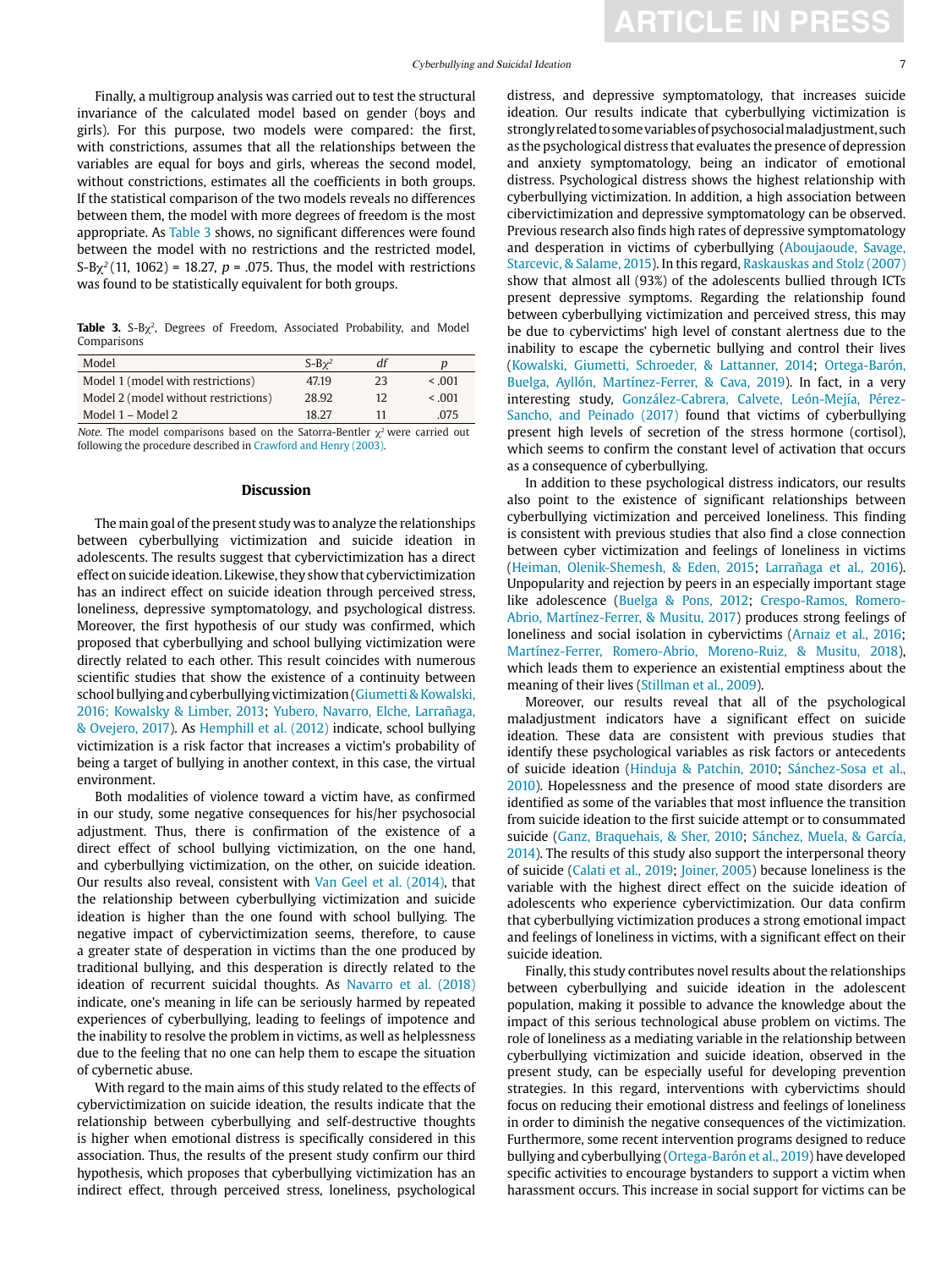Finally, a multigroup analysis was carried out to test the structural invariance of the calculated model based on gender (boys and girls). For this purpose, two models were compared: the first, with constrictions, assumes that all the relationships between the variables are equal for boys and girls, whereas the second model, without constrictions, estimates all the coefficients in both groups. If the statistical comparison of the two models reveals no differences between them, the model with more degrees of freedom is the most appropriate. As Table 3 shows, no significant differences were found between the model with no restrictions and the restricted model, S-B$\chi^2$(11, 1062) = 18.27, $p$ = .075. Thus, the model with restrictions was found to be statistically equivalent for both groups.

**Table 3.** S-B$\chi^2$, Degrees of Freedom, Associated Probability, and Model Comparisons

| Model | S-B$\chi^2$ | *df* | *p* |
|---|---|---|---|
| Model 1 (model with restrictions) | 47.19 | 23 | < .001 |
| Model 2 (model without restrictions) | 28.92 | 12 | < .001 |
| Model 1 – Model 2 | 18.27 | 11 | .075 |

*Note.* The model comparisons based on the Satorra-Bentler $\chi^2$ were carried out following the procedure described in Crawford and Henry (2003).

## Discussion

The main goal of the present study was to analyze the relationships between cyberbullying victimization and suicide ideation in adolescents. The results suggest that cybervictimization has a direct effect on suicide ideation. Likewise, they show that cybervictimization has an indirect effect on suicide ideation through perceived stress, loneliness, depressive symptomatology, and psychological distress. Moreover, the first hypothesis of our study was confirmed, which proposed that cyberbullying and school bullying victimization were directly related to each other. This result coincides with numerous scientific studies that show the existence of a continuity between school bullying and cyberbullying victimization (Giumetti & Kowalski, 2016; Kowalsky & Limber, 2013; Yubero, Navarro, Elche, Larrañaga, & Ovejero, 2017). As Hemphill et al. (2012) indicate, school bullying victimization is a risk factor that increases a victim's probability of being a target of bullying in another context, in this case, the virtual environment.

Both modalities of violence toward a victim have, as confirmed in our study, some negative consequences for his/her psychosocial adjustment. Thus, there is confirmation of the existence of a direct effect of school bullying victimization, on the one hand, and cyberbullying victimization, on the other, on suicide ideation. Our results also reveal, consistent with Van Geel et al. (2014), that the relationship between cyberbullying victimization and suicide ideation is higher than the one found with school bullying. The negative impact of cybervictimization seems, therefore, to cause a greater state of desperation in victims than the one produced by traditional bullying, and this desperation is directly related to the ideation of recurrent suicidal thoughts. As Navarro et al. (2018) indicate, one's meaning in life can be seriously harmed by repeated experiences of cyberbullying, leading to feelings of impotence and the inability to resolve the problem in victims, as well as helplessness due to the feeling that no one can help them to escape the situation of cybernetic abuse.

With regard to the main aims of this study related to the effects of cybervictimization on suicide ideation, the results indicate that the relationship between cyberbullying and self-destructive thoughts is higher when emotional distress is specifically considered in this association. Thus, the results of the present study confirm our third hypothesis, which proposes that cyberbullying victimization has an indirect effect, through perceived stress, loneliness, psychological distress, and depressive symptomatology, that increases suicide ideation. Our results indicate that cyberbullying victimization is strongly related to some variables of psychosocial maladjustment, such as the psychological distress that evaluates the presence of depression and anxiety symptomatology, being an indicator of emotional distress. Psychological distress shows the highest relationship with cyberbullying victimization. In addition, a high association between cibervictimization and depressive symptomatology can be observed. Previous research also finds high rates of depressive symptomatology and desperation in victims of cyberbullying (Aboujaoude, Savage, Starcevic, & Salame, 2015). In this regard, Raskauskas and Stolz (2007) show that almost all (93%) of the adolescents bullied through ICTs present depressive symptoms. Regarding the relationship found between cyberbullying victimization and perceived stress, this may be due to cybervictims' high level of constant alertness due to the inability to escape the cybernetic bullying and control their lives (Kowalski, Giumetti, Schroeder, & Lattanner, 2014; Ortega-Barón, Buelga, Ayllón, Martínez-Ferrer, & Cava, 2019). In fact, in a very interesting study, González-Cabrera, Calvete, León-Mejía, Pérez-Sancho, and Peinado (2017) found that victims of cyberbullying present high levels of secretion of the stress hormone (cortisol), which seems to confirm the constant level of activation that occurs as a consequence of cyberbullying.

In addition to these psychological distress indicators, our results also point to the existence of significant relationships between cyberbullying victimization and perceived loneliness. This finding is consistent with previous studies that also find a close connection between cyber victimization and feelings of loneliness in victims (Heiman, Olenik-Shemesh, & Eden, 2015; Larrañaga et al., 2016). Unpopularity and rejection by peers in an especially important stage like adolescence (Buelga & Pons, 2012; Crespo-Ramos, Romero-Abrio, Martínez-Ferrer, & Musitu, 2017) produces strong feelings of loneliness and social isolation in cybervictims (Arnaiz et al., 2016; Martínez-Ferrer, Romero-Abrio, Moreno-Ruiz, & Musitu, 2018), which leads them to experience an existential emptiness about the meaning of their lives (Stillman et al., 2009).

Moreover, our results reveal that all of the psychological maladjustment indicators have a significant effect on suicide ideation. These data are consistent with previous studies that identify these psychological variables as risk factors or antecedents of suicide ideation (Hinduja & Patchin, 2010; Sánchez-Sosa et al., 2010). Hopelessness and the presence of mood state disorders are identified as some of the variables that most influence the transition from suicide ideation to the first suicide attempt or to consummated suicide (Ganz, Braquehais, & Sher, 2010; Sánchez, Muela, & García, 2014). The results of this study also support the interpersonal theory of suicide (Calati et al., 2019; Joiner, 2005) because loneliness is the variable with the highest direct effect on the suicide ideation of adolescents who experience cybervictimization. Our data confirm that cyberbullying victimization produces a strong emotional impact and feelings of loneliness in victims, with a significant effect on their suicide ideation.

Finally, this study contributes novel results about the relationships between cyberbullying and suicide ideation in the adolescent population, making it possible to advance the knowledge about the impact of this serious technological abuse problem on victims. The role of loneliness as a mediating variable in the relationship between cyberbullying victimization and suicide ideation, observed in the present study, can be especially useful for developing prevention strategies. In this regard, interventions with cybervictims should focus on reducing their emotional distress and feelings of loneliness in order to diminish the negative consequences of the victimization. Furthermore, some recent intervention programs designed to reduce bullying and cyberbullying (Ortega-Barón et al., 2019) have developed specific activities to encourage bystanders to support a victim when harassment occurs. This increase in social support for victims can be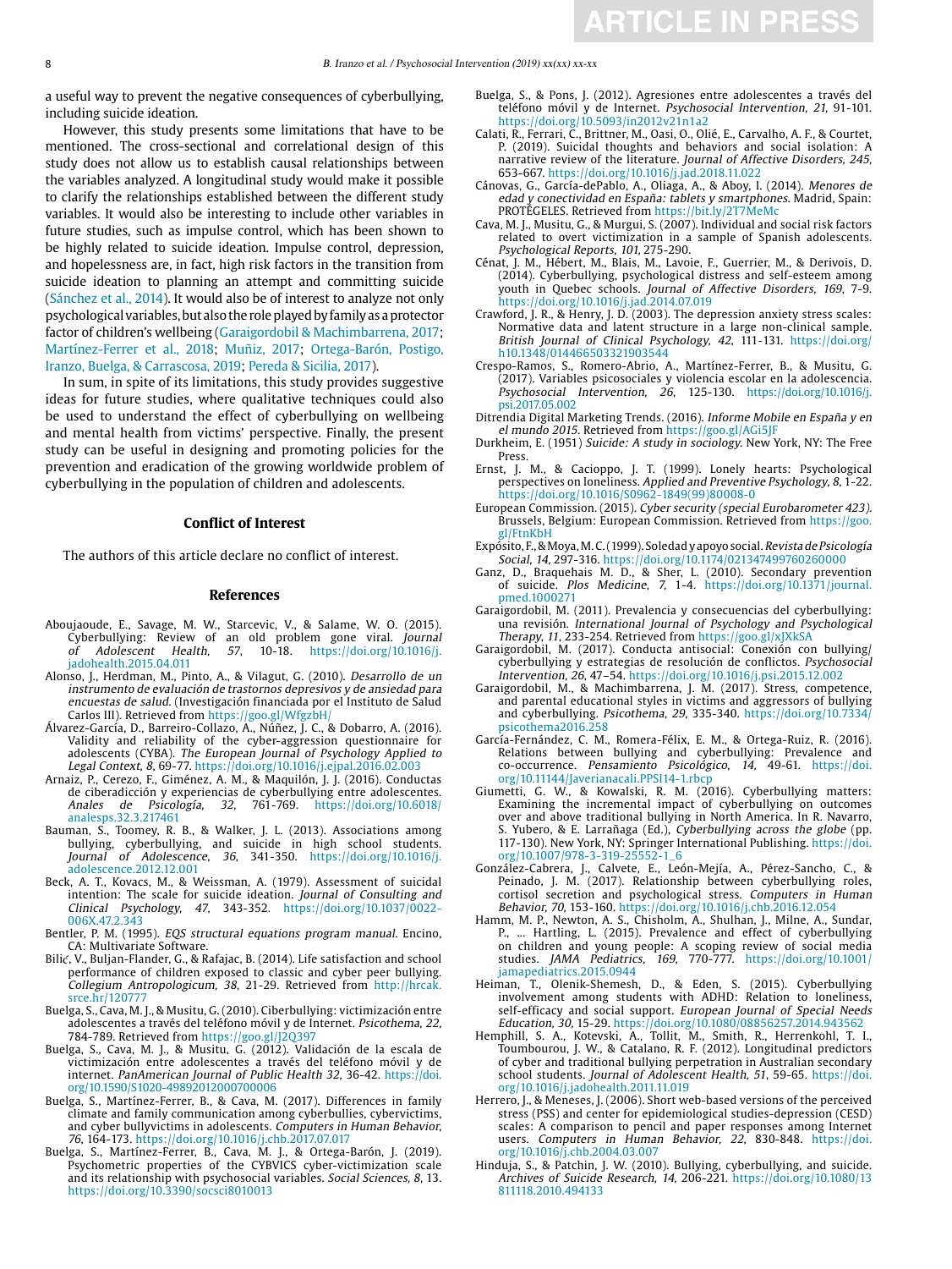a useful way to prevent the negative consequences of cyberbullying, including suicide ideation.

However, this study presents some limitations that have to be mentioned. The cross-sectional and correlational design of this study does not allow us to establish causal relationships between the variables analyzed. A longitudinal study would make it possible to clarify the relationships established between the different study variables. It would also be interesting to include other variables in future studies, such as impulse control, which has been shown to be highly related to suicide ideation. Impulse control, depression, and hopelessness are, in fact, high risk factors in the transition from suicide ideation to planning an attempt and committing suicide (Sánchez et al., 2014). It would also be of interest to analyze not only psychological variables, but also the role played by family as a protector factor of children's wellbeing (Garaigordobil & Machimbarrena, 2017; Martínez-Ferrer et al., 2018; Muñiz, 2017; Ortega-Barón, Postigo, Iranzo, Buelga, & Carrascosa, 2019; Pereda & Sicilia, 2017).

In sum, in spite of its limitations, this study provides suggestive ideas for future studies, where qualitative techniques could also be used to understand the effect of cyberbullying on wellbeing and mental health from victims' perspective. Finally, the present study can be useful in designing and promoting policies for the prevention and eradication of the growing worldwide problem of cyberbullying in the population of children and adolescents.

## Conflict of Interest

The authors of this article declare no conflict of interest.

## References

Aboujaoude, E., Savage, M. W., Starcevic, V., & Salame, W. O. (2015). Cyberbullying: Review of an old problem gone viral. *Journal of Adolescent Health, 57*, 10-18. https://doi.org/10.1016/j.jadohealth.2015.04.011

Alonso, J., Herdman, M., Pinto, A., & Vilagut, G. (2010). *Desarrollo de un instrumento de evaluación de trastornos depresivos y de ansiedad para encuestas de salud.* (Investigación financiada por el Instituto de Salud Carlos III). Retrieved from https://goo.gl/WfgzbH/

Álvarez-García, D., Barreiro-Collazo, A., Núñez, J. C., & Dobarro, A. (2016). Validity and reliability of the cyber-aggression questionnaire for adolescents (CYBA). *The European Journal of Psychology Applied to Legal Context, 8*, 69-77. https://doi.org/10.1016/j.ejpal.2016.02.003

Arnaiz, P., Cerezo, F., Giménez, A. M., & Maquilón, J. J. (2016). Conductas de ciberadicción y experiencias de cyberbullying entre adolescentes. *Anales de Psicología, 32*, 761-769. https://doi.org/10.6018/analesps.32.3.217461

Bauman, S., Toomey, R. B., & Walker, J. L. (2013). Associations among bullying, cyberbullying, and suicide in high school students. *Journal of Adolescence, 36*, 341-350. https://doi.org/10.1016/j.adolescence.2012.12.001

Beck, A. T., Kovacs, M., & Weissman, A. (1979). Assessment of suicidal intention: The scale for suicide ideation. *Journal of Consulting and Clinical Psychology, 47*, 343-352. https://doi.org/10.1037/0022-006X.47.2.343

Bentler, P. M. (1995). *EQS structural equations program manual.* Encino, CA: Multivariate Software.

Bilić, V., Buljan-Flander, G., & Rafajac, B. (2014). Life satisfaction and school performance of children exposed to classic and cyber peer bullying. *Collegium Antropologicum, 38*, 21-29. Retrieved from http://hrcak.srce.hr/120777

Buelga, S., Cava, M. J., & Musitu, G. (2010). Ciberbullying: victimización entre adolescentes a través del teléfono móvil y de Internet. *Psicothema, 22*, 784-789. Retrieved from https://goo.gl/J2Q397

Buelga, S., Cava, M. J., & Musitu, G. (2012). Validación de la escala de victimización entre adolescentes a través del teléfono móvil y de internet. *PanAmerican Journal of Public Health 32*, 36-42. https://doi.org/10.1590/S1020-49892012000700006

Buelga, S., Martínez-Ferrer, B., & Cava, M. (2017). Differences in family climate and family communication among cyberbullies, cybervictims, and cyber bullyvictims in adolescents. *Computers in Human Behavior, 76*, 164-173. https://doi.org/10.1016/j.chb.2017.07.017

Buelga, S., Martínez-Ferrer, B., Cava, M. J., & Ortega-Barón, J. (2019). Psychometric properties of the CYBVICS cyber-victimization scale and its relationship with psychosocial variables. *Social Sciences, 8*, 13. https://doi.org/10.3390/socsci8010013

Buelga, S., & Pons, J. (2012). Agresiones entre adolescentes a través del teléfono móvil y de Internet. *Psychosocial Intervention, 21*, 91-101. https://doi.org/10.5093/in2012v21n1a2

Calati, R., Ferrari, C., Brittner, M., Oasi, O., Olié, E., Carvalho, A. F., & Courtet, P. (2019). Suicidal thoughts and behaviors and social isolation: A narrative review of the literature. *Journal of Affective Disorders, 245*, 653-667. https://doi.org/10.1016/j.jad.2018.11.022

Cánovas, G., García-dePablo, A., Oliaga, A., & Aboy, I. (2014). *Menores de edad y conectividad en España: tablets y smartphones.* Madrid, Spain: PROTÉGELES. Retrieved from https://bit.ly/2T7MeMc

Cava, M. J., Musitu, G., & Murgui, S. (2007). Individual and social risk factors related to overt victimization in a sample of Spanish adolescents. *Psychological Reports, 101*, 275-290.

Cénat, J. M., Hébert, M., Blais, M., Lavoie, F., Guerrier, M., & Derivois, D. (2014). Cyberbullying, psychological distress and self-esteem among youth in Quebec schools. *Journal of Affective Disorders, 169*, 7-9. https://doi.org/10.1016/j.jad.2014.07.019

Crawford, J. R., & Henry, J. D. (2003). The depression anxiety stress scales: Normative data and latent structure in a large non-clinical sample. *British Journal of Clinical Psychology, 42*, 111-131. https://doi.org/h10.1348/014466503321903544

Crespo-Ramos, S., Romero-Abrio, A., Martínez-Ferrer, B., & Musitu, G. (2017). Variables psicosociales y violencia escolar en la adolescencia. *Psychosocial Intervention, 26*, 125-130. https://doi.org/10.1016/j.psi.2017.05.002

Ditrendia Digital Marketing Trends. (2016). *Informe Mobile en España y en el mundo 2015.* Retrieved from https://goo.gl/AGi5JF

Durkheim, E. (1951) *Suicide: A study in sociology.* New York, NY: The Free Press.

Ernst, J. M., & Cacioppo, J. T. (1999). Lonely hearts: Psychological perspectives on loneliness. *Applied and Preventive Psychology, 8*, 1-22. https://doi.org/10.1016/S0962-1849(99)80008-0

European Commission. (2015). *Cyber security (special Eurobarometer 423).* Brussels, Belgium: European Commission. Retrieved from https://goo.gl/FtnKbH

Expósito, F., & Moya, M. C. (1999). Soledad y apoyo social. *Revista de Psicología Social, 14*, 297-316. https://doi.org/10.1174/021347499760260000

Ganz, D., Braquehais M. D., & Sher, L. (2010). Secondary prevention of suicide. *Plos Medicine, 7*, 1-4. https://doi.org/10.1371/journal.pmed.1000271

Garaigordobil, M. (2011). Prevalencia y consecuencias del cyberbullying: una revisión. *International Journal of Psychology and Psychological Therapy, 11*, 233-254. Retrieved from https://goo.gl/xJXkSA

Garaigordobil, M. (2017). Conducta antisocial: Conexión con bullying/cyberbullying y estrategias de resolución de conflictos. *Psychosocial Intervention, 26*, 47–54. https://doi.org/10.1016/j.psi.2015.12.002

Garaigordobil, M., & Machimbarrena, J. M. (2017). Stress, competence, and parental educational styles in victims and aggressors of bullying and cyberbullying. *Psicothema, 29*, 335-340. https://doi.org/10.7334/psicothema2016.258

García-Fernández, C. M., Romera-Félix, E. M., & Ortega-Ruiz, R. (2016). Relations between bullying and cyberbullying: Prevalence and co-occurrence. *Pensamiento Psicológico, 14*, 49-61. https://doi.org/10.11144/Javerianacali.PPSI14-1.rbcp

Giumetti, G. W., & Kowalski, R. M. (2016). Cyberbullying matters: Examining the incremental impact of cyberbullying on outcomes over and above traditional bullying in North America. In R. Navarro, S. Yubero, & E. Larrañaga (Ed.), *Cyberbullying across the globe* (pp. 117-130). New York, NY: Springer International Publishing. https://doi.org/10.1007/978-3-319-25552-1_6

González-Cabrera, J., Calvete, E., León-Mejía, A., Pérez-Sancho, C., & Peinado, J. M. (2017). Relationship between cyberbullying roles, cortisol secretion and psychological stress. *Computers in Human Behavior, 70*, 153-160. https://doi.org/10.1016/j.chb.2016.12.054

Hamm, M. P., Newton, A. S., Chisholm, A., Shulhan, J., Milne, A., Sundar, P., ... Hartling, L. (2015). Prevalence and effect of cyberbullying on children and young people: A scoping review of social media studies. *JAMA Pediatrics, 169*, 770-777. https://doi.org/10.1001/jamapediatrics.2015.0944

Heiman, T., Olenik-Shemesh, D., & Eden, S. (2015). Cyberbullying involvement among students with ADHD: Relation to loneliness, self-efficacy and social support. *European Journal of Special Needs Education, 30*, 15-29. https://doi.org/10.1080/08856257.2014.943562

Hemphill, S. A., Kotevski, A., Tollit, M., Smith, R., Herrenkohl, T. I., Toumbourou, J. W., & Catalano, R. F. (2012). Longitudinal predictors of cyber and traditional bullying perpetration in Australian secondary school students. *Journal of Adolescent Health, 51*, 59-65. https://doi.org/10.1016/j.jadohealth.2011.11.019

Herrero, J., & Meneses, J. (2006). Short web-based versions of the perceived stress (PSS) and center for epidemiological studies-depression (CESD) scales: A comparison to pencil and paper responses among Internet users. *Computers in Human Behavior, 22*, 830-848. https://doi.org/10.1016/j.chb.2004.03.007

Hinduja, S., & Patchin, J. W. (2010). Bullying, cyberbullying, and suicide. *Archives of Suicide Research, 14*, 206-221. https://doi.org/10.1080/13811118.2010.494133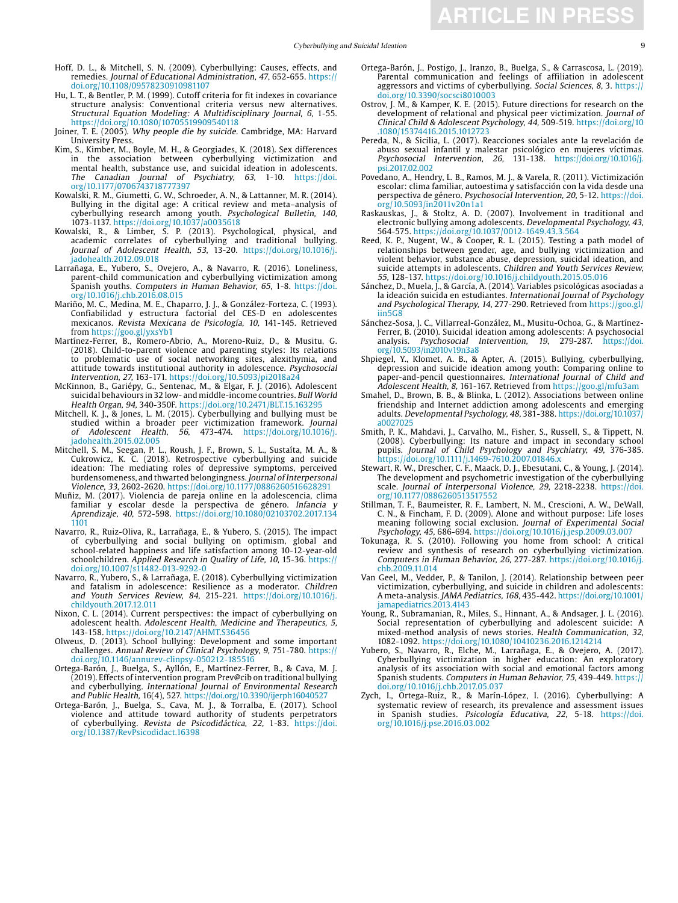Hoff, D. L., & Mitchell, S. N. (2009). Cyberbullying: Causes, effects, and remedies. *Journal of Educational Administration, 47*, 652-655. https://doi.org/10.1108/09578230910981107

Hu, L. T., & Bentler, P. M. (1999). Cutoff criteria for fit indexes in covariance structure analysis: Conventional criteria versus new alternatives. *Structural Equation Modeling: A Multidisciplinary Journal, 6*, 1-55. https://doi.org/10.1080/10705519909540118

Joiner, T. E. (2005). *Why people die by suicide*. Cambridge, MA: Harvard University Press.

Kim, S., Kimber, M., Boyle, M. H., & Georgiades, K. (2018). Sex differences in the association between cyberbullying victimization and mental health, substance use, and suicidal ideation in adolescents. *The Canadian Journal of Psychiatry, 63*, 1-10. https://doi.org/10.1177/0706743718777397

Kowalski, R. M., Giumetti, G. W., Schroeder, A. N., & Lattanner, M. R. (2014). Bullying in the digital age: A critical review and meta–analysis of cyberbullying research among youth. *Psychological Bulletin, 140*, 1073-1137. https://doi.org/10.1037/a0035618

Kowalski, R., & Limber, S. P. (2013). Psychological, physical, and academic correlates of cyberbullying and traditional bullying. *Journal of Adolescent Health, 53*, 13-20. https://doi.org/10.1016/j.jadohealth.2012.09.018

Larrañaga, E., Yubero, S., Ovejero, A., & Navarro, R. (2016). Loneliness, parent-child communication and cyberbullying victimization among Spanish youths. *Computers in Human Behavior, 65*, 1-8. https://doi.org/10.1016/j.chb.2016.08.015

Mariño, M. C., Medina, M. E., Chaparro, J. J., & González-Forteza, C. (1993). Confiabilidad y estructura factorial del CES-D en adolescentes mexicanos. *Revista Mexicana de Psicología, 10*, 141-145. Retrieved from https://goo.gl/yxsYb1

Martínez-Ferrer, B., Romero-Abrio, A., Moreno-Ruiz, D., & Musitu, G. (2018). Child-to-parent violence and parenting styles: Its relations to problematic use of social networking sites, alexithymia, and attitude towards institutional authority in adolescence. *Psychosocial Intervention, 27*, 163-171. https://doi.org/10.5093/pi2018a24

McKinnon, B., Gariépy, G., Sentenac, M., & Elgar, F. J. (2016). Adolescent suicidal behaviours in 32 low- and middle-income countries. *Bull World Health Organ, 94*, 340-350F. https://doi.org/10.2471/BLT.15.163295

Mitchell, K. J., & Jones, L. M. (2015). Cyberbullying and bullying must be studied within a broader peer victimization framework. *Journal of Adolescent Health, 56*, 473-474. https://doi.org/10.1016/j.jadohealth.2015.02.005

Mitchell, S. M., Seegan, P. L., Roush, J. F., Brown, S. L., Sustaíta, M. A., & Cukrowicz, K. C. (2018). Retrospective cyberbullying and suicide ideation: The mediating roles of depressive symptoms, perceived burdensomeness, and thwarted belongingness. *Journal of Interpersonal Violence, 33*, 2602-2620. https://doi.org/10.1177/0886260516628291

Muñiz, M. (2017). Violencia de pareja online en la adolescencia, clima familiar y escolar desde la perspectiva de género. *Infancia y Aprendizaje, 40*, 572-598. https://doi.org/10.1080/02103702.2017.1341101

Navarro, R., Ruiz-Oliva, R., Larrañaga, E., & Yubero, S. (2015). The impact of cyberbullying and social bullying on optimism, global and school-related happiness and life satisfaction among 10-12-year-old schoolchildren. *Applied Research in Quality of Life, 10*, 15-36. https://doi.org/10.1007/s11482-013-9292-0

Navarro, R., Yubero, S., & Larrañaga, E. (2018). Cyberbullying victimization and fatalism in adolescence: Resilience as a moderator. *Children and Youth Services Review, 84*, 215-221. https://doi.org/10.1016/j.childyouth.2017.12.011

Nixon, C. L. (2014). Current perspectives: the impact of cyberbullying on adolescent health. *Adolescent Health, Medicine and Therapeutics, 5*, 143-158. https://doi.org/10.2147/AHMT.S36456

Olweus, D. (2013). School bullying: Development and some important challenges. *Annual Review of Clinical Psychology, 9*, 751-780. https://doi.org/10.1146/annurev-clinpsy-050212-185516

Ortega-Barón, J., Buelga, S., Ayllón, E., Martínez-Ferrer, B., & Cava, M. J. (2019). Effects of intervention program Prev@cib on traditional bullying and cyberbullying. *International Journal of Environmental Research and Public Health*, 16(4), 527. https://doi.org/10.3390/ijerph16040527

Ortega-Barón, J., Buelga, S., Cava, M. J., & Torralba, E. (2017). School violence and attitude toward authority of students perpetrators of cyberbullying. *Revista de Psicodidáctica, 22*, 1-83. https://doi.org/10.1387/RevPsicodidact.16398

Ortega-Barón, J., Postigo, J., Iranzo, B., Buelga, S., & Carrascosa, L. (2019). Parental communication and feelings of affiliation in adolescent aggressors and victims of cyberbullying. *Social Sciences, 8*, 3. https://doi.org/10.3390/socsci8010003

Ostrov, J. M., & Kamper, K. E. (2015). Future directions for research on the development of relational and physical peer victimization. *Journal of Clinical Child & Adolescent Psychology, 44*, 509-519. https://doi.org/10.1080/15374416.2015.1012723

Pereda, N., & Sicilia, L. (2017). Reacciones sociales ante la revelación de abuso sexual infantil y malestar psicológico en mujeres víctimas. *Psychosocial Intervention, 26*, 131-138. https://doi.org/10.1016/j.psi.2017.02.002

Povedano, A., Hendry, L. B., Ramos, M. J., & Varela, R. (2011). Victimización escolar: clima familiar, autoestima y satisfacción con la vida desde una perspectiva de género. *Psychosocial Intervention, 20*, 5-12. https://doi.org/10.5093/in2011v20n1a1

Raskauskas, J., & Stoltz, A. D. (2007). Involvement in traditional and electronic bullying among adolescents. *Developmental Psychology, 43*, 564-575. https://doi.org/10.1037/0012-1649.43.3.564

Reed, K. P., Nugent, W., & Cooper, R. L. (2015). Testing a path model of relationships between gender, age, and bullying victimization and violent behavior, substance abuse, depression, suicidal ideation, and suicide attempts in adolescents. *Children and Youth Services Review, 55*, 128-137. https://doi.org/10.1016/j.childyouth.2015.05.016

Sánchez, D., Muela, J., & García, A. (2014). Variables psicológicas asociadas a la ideación suicida en estudiantes. *International Journal of Psychology and Psychological Therapy, 14*, 277-290. Retrieved from https://goo.gl/iin5G8

Sánchez-Sosa, J. C., Villarreal-González, M., Musitu-Ochoa, G., & Martínez-Ferrer, B. (2010). Suicidal ideation among adolescents: A psychosocial analysis. *Psychosocial Intervention, 19*, 279-287. https://doi.org/10.5093/in2010v19n3a8

Shpiegel, Y., Klomet, A. B., & Apter, A. (2015). Bullying, cyberbullying, depression and suicide ideation among youth: Comparing online to paper-and-pencil questionnaires. *International Journal of Child and Adolescent Health, 8*, 161-167. Retrieved from https://goo.gl/mfu3am

Smahel, D., Brown, B. B., & Blinka, L. (2012). Associations between online friendship and Internet addiction among adolescents and emerging adults. *Developmental Psychology, 48*, 381-388. https://doi.org/10.1037/a0027025

Smith, P. K., Mahdavi, J., Carvalho, M., Fisher, S., Russell, S., & Tippett, N. (2008). Cyberbullying: Its nature and impact in secondary school pupils. *Journal of Child Psychology and Psychiatry, 49*, 376-385. https://doi.org/10.1111/j.1469-7610.2007.01846.x

Stewart, R. W., Drescher, C. F., Maack, D. J., Ebesutani, C., & Young, J. (2014). The development and psychometric investigation of the cyberbullying scale. *Journal of Interpersonal Violence, 29*, 2218-2238. https://doi.org/10.1177/0886260513517552

Stillman, T. F., Baumeister, R. F., Lambert, N. M., Crescioni, A. W., DeWall, C. N., & Fincham, F. D. (2009). Alone and without purpose: Life loses meaning following social exclusion. *Journal of Experimental Social Psychology, 45*, 686-694. https://doi.org/10.1016/j.jesp.2009.03.007

Tokunaga, R. S. (2010). Following you home from school: A critical review and synthesis of research on cyberbullying victimization. *Computers in Human Behavior, 26*, 277-287. https://doi.org/10.1016/j.chb.2009.11.014

Van Geel, M., Vedder, P., & Tanilon, J. (2014). Relationship between peer victimization, cyberbullying, and suicide in children and adolescents: A meta-analysis. *JAMA Pediatrics, 168*, 435-442. https://doi.org/10.1001/jamapediatrics.2013.4143

Young, R., Subramanian, R., Miles, S., Hinnant, A., & Andsager, J. L. (2016). Social representation of cyberbullying and adolescent suicide: A mixed-method analysis of news stories. *Health Communication, 32*, 1082-1092. https://doi.org/10.1080/10410236.2016.1214214

Yubero, S., Navarro, R., Elche, M., Larrañaga, E., & Ovejero, A. (2017). Cyberbullying victimization in higher education: An exploratory analysis of its association with social and emotional factors among Spanish students. *Computers in Human Behavior, 75*, 439-449. https://doi.org/10.1016/j.chb.2017.05.037

Zych, I., Ortega-Ruiz, R., & Marín-López, I. (2016). Cyberbullying: A systematic review of research, its prevalence and assessment issues in Spanish studies. *Psicología Educativa, 22*, 5-18. https://doi.org/10.1016/j.pse.2016.03.002